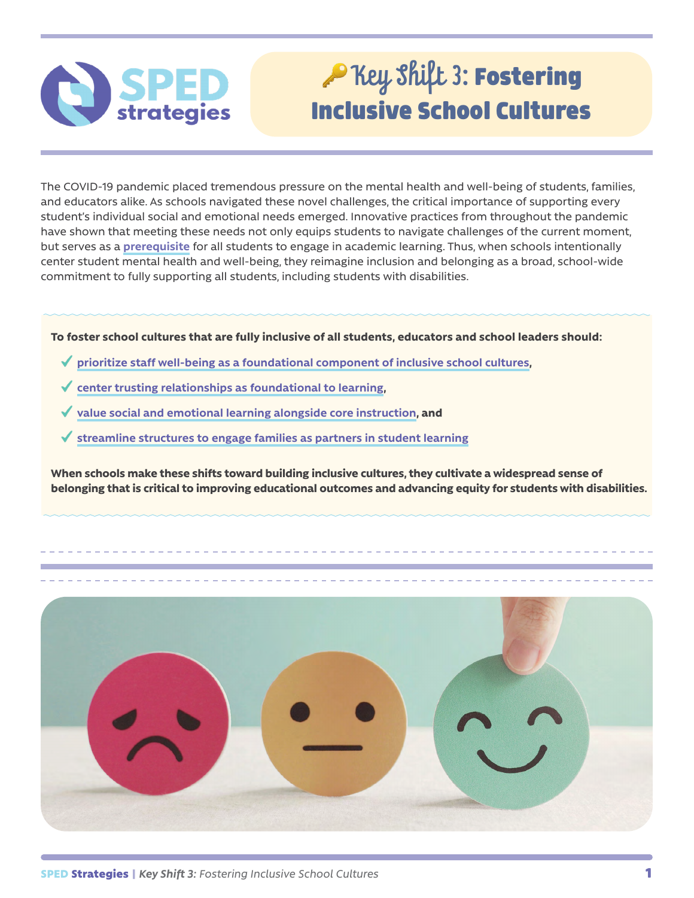# 🔑 Key Shift 3: Fostering Inclusive School Cultures

The COVID-19 pandemic placed tremendous pressure on the mental health and well-being of students, families, and educators alike. As schools navigated these novel challenges, the critical importance of supporting every student's individual social and emotional needs emerged. Innovative practices from throughout the pandemic have shown that meeting these needs not only equips students to navigate challenges of the current moment, but serves as a prerequisite for all students to engage in academic learning. Thus, when schools intentionally center student mental health and well-being, they reimagine inclusion and belonging as a broad, school-wide commitment to fully supporting all students, including students with disabilities.

**To foster school cultures that are fully inclusive of all students, educators and school leaders should:**

- ✓ **prioritize staff well-being as a foundational component of inclusive school cultures,**
- ✓ **center trusting relationships as foundational to learning,**
- ✓ **value social and emotional learning alongside core instruction, and**
- ✓ **streamline structures to engage families as partners in student learning**

**When schools make these shifts toward building inclusive cultures, they cultivate a widespread sense of belonging that is critical to improving educational outcomes and advancing equity for students with disabilities.**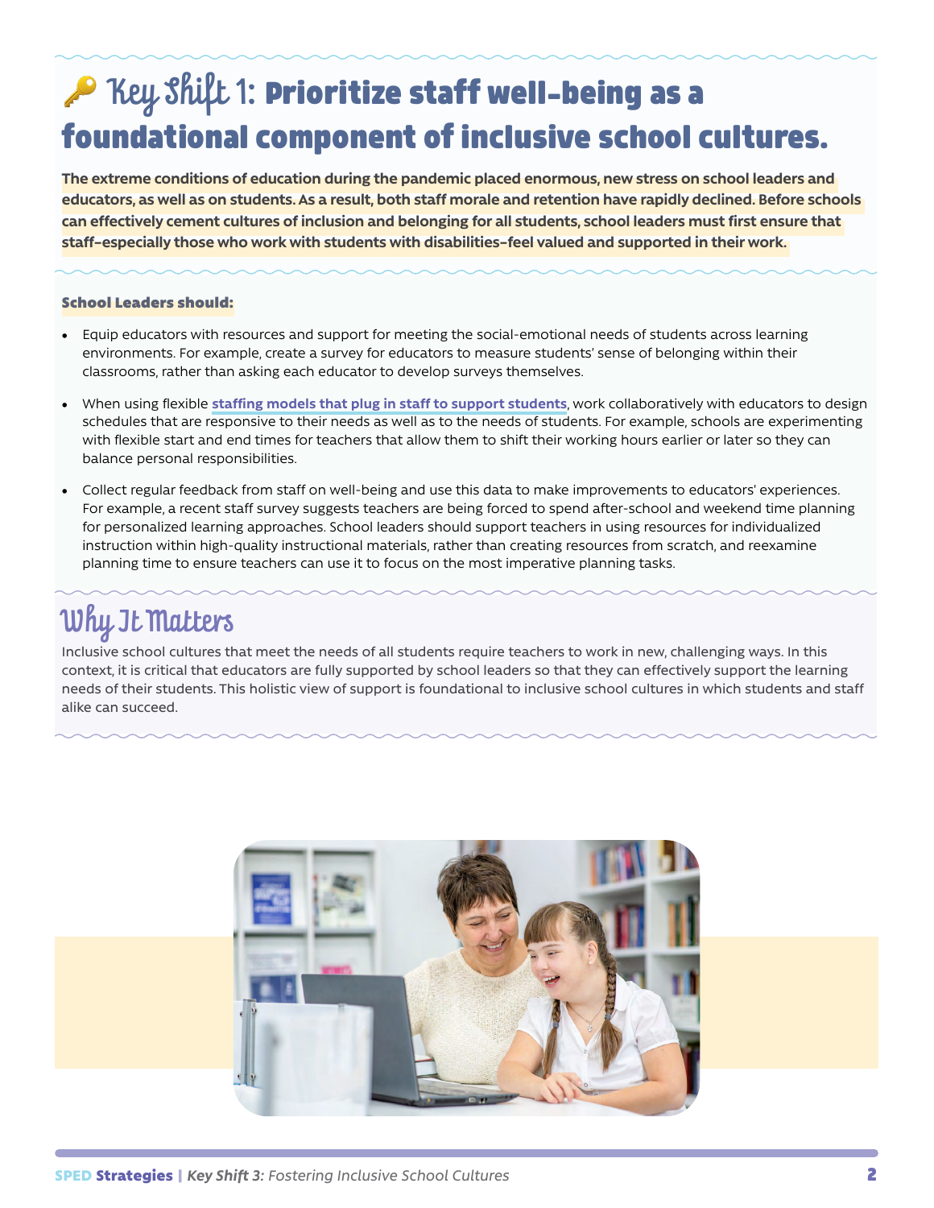# 🔑 Key Shift 1: Prioritize staff well-being as a foundational component of inclusive school cultures.

**The extreme conditions of education during the pandemic placed enormous, new stress on school leaders and educators, as well as on students. As a result, both staff morale and retention have rapidly declined. Before schools can effectively cement cultures of inclusion and belonging for all students, school leaders must first ensure that staff–especially those who work with students with disabilities–feel valued and supported in their work.**

**School Leaders should:**

- Equip educators with resources and support for meeting the social-emotional needs of students across learning environments. For example, create a survey for educators to measure students' sense of belonging within their classrooms, rather than asking each educator to develop surveys themselves.
- When using flexible **staffing models that plug in staff to support students**, work collaboratively with educators to design schedules that are responsive to their needs as well as to the needs of students. For example, schools are experimenting with flexible start and end times for teachers that allow them to shift their working hours earlier or later so they can balance personal responsibilities.
- Collect regular feedback from staff on well-being and use this data to make improvements to educators' experiences. For example, a recent staff survey suggests teachers are being forced to spend after-school and weekend time planning for personalized learning approaches. School leaders should support teachers in using resources for individualized instruction within high-quality instructional materials, rather than creating resources from scratch, and reexamine planning time to ensure teachers can use it to focus on the most imperative planning tasks.

## Why It Matters

Inclusive school cultures that meet the needs of all students require teachers to work in new, challenging ways. In this context, it is critical that educators are fully supported by school leaders so that they can effectively support the learning needs of their students. This holistic view of support is foundational to inclusive school cultures in which students and staff alike can succeed.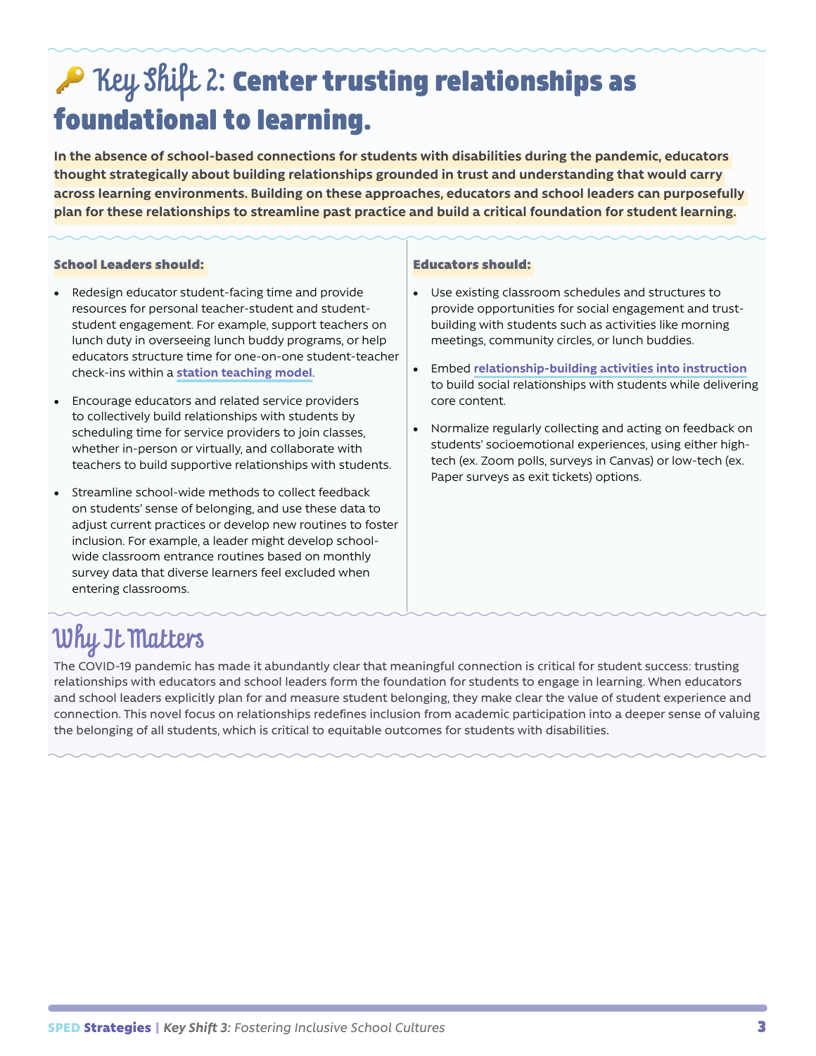# 🔑 Key Shift 2: Center trusting relationships as foundational to learning.

**In the absence of school-based connections for students with disabilities during the pandemic, educators thought strategically about building relationships grounded in trust and understanding that would carry across learning environments. Building on these approaches, educators and school leaders can purposefully plan for these relationships to streamline past practice and build a critical foundation for student learning.**

**School Leaders should:**

- Redesign educator student-facing time and provide resources for personal teacher-student and student-student engagement. For example, support teachers on lunch duty in overseeing lunch buddy programs, or help educators structure time for one-on-one student-teacher check-ins within a **station teaching model**.
- Encourage educators and related service providers to collectively build relationships with students by scheduling time for service providers to join classes, whether in-person or virtually, and collaborate with teachers to build supportive relationships with students.
- Streamline school-wide methods to collect feedback on students' sense of belonging, and use these data to adjust current practices or develop new routines to foster inclusion. For example, a leader might develop school-wide classroom entrance routines based on monthly survey data that diverse learners feel excluded when entering classrooms.

**Educators should:**

- Use existing classroom schedules and structures to provide opportunities for social engagement and trust-building with students such as activities like morning meetings, community circles, or lunch buddies.
- Embed **relationship-building activities into instruction** to build social relationships with students while delivering core content.
- Normalize regularly collecting and acting on feedback on students' socioemotional experiences, using either high-tech (ex. Zoom polls, surveys in Canvas) or low-tech (ex. Paper surveys as exit tickets) options.

## Why It Matters

The COVID-19 pandemic has made it abundantly clear that meaningful connection is critical for student success: trusting relationships with educators and school leaders form the foundation for students to engage in learning. When educators and school leaders explicitly plan for and measure student belonging, they make clear the value of student experience and connection. This novel focus on relationships redefines inclusion from academic participation into a deeper sense of valuing the belonging of all students, which is critical to equitable outcomes for students with disabilities.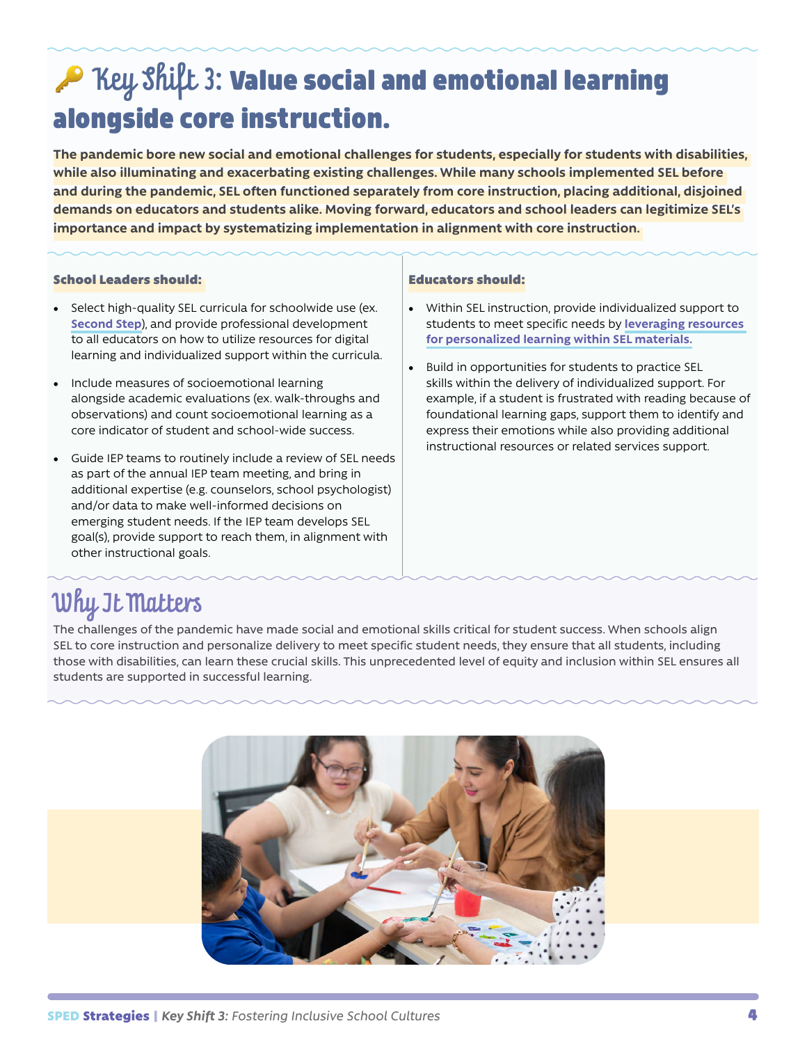# 🔑 Key Shift 3: Value social and emotional learning alongside core instruction.

**The pandemic bore new social and emotional challenges for students, especially for students with disabilities, while also illuminating and exacerbating existing challenges. While many schools implemented SEL before and during the pandemic, SEL often functioned separately from core instruction, placing additional, disjoined demands on educators and students alike. Moving forward, educators and school leaders can legitimize SEL's importance and impact by systematizing implementation in alignment with core instruction.**

### School Leaders should:

- Select high-quality SEL curricula for schoolwide use (ex. Second Step), and provide professional development to all educators on how to utilize resources for digital learning and individualized support within the curricula.
- Include measures of socioemotional learning alongside academic evaluations (ex. walk-throughs and observations) and count socioemotional learning as a core indicator of student and school-wide success.
- Guide IEP teams to routinely include a review of SEL needs as part of the annual IEP team meeting, and bring in additional expertise (e.g. counselors, school psychologist) and/or data to make well-informed decisions on emerging student needs. If the IEP team develops SEL goal(s), provide support to reach them, in alignment with other instructional goals.

### Educators should:

- Within SEL instruction, provide individualized support to students to meet specific needs by leveraging resources for personalized learning within SEL materials.
- Build in opportunities for students to practice SEL skills within the delivery of individualized support. For example, if a student is frustrated with reading because of foundational learning gaps, support them to identify and express their emotions while also providing additional instructional resources or related services support.

## Why It Matters

The challenges of the pandemic have made social and emotional skills critical for student success. When schools align SEL to core instruction and personalize delivery to meet specific student needs, they ensure that all students, including those with disabilities, can learn these crucial skills. This unprecedented level of equity and inclusion within SEL ensures all students are supported in successful learning.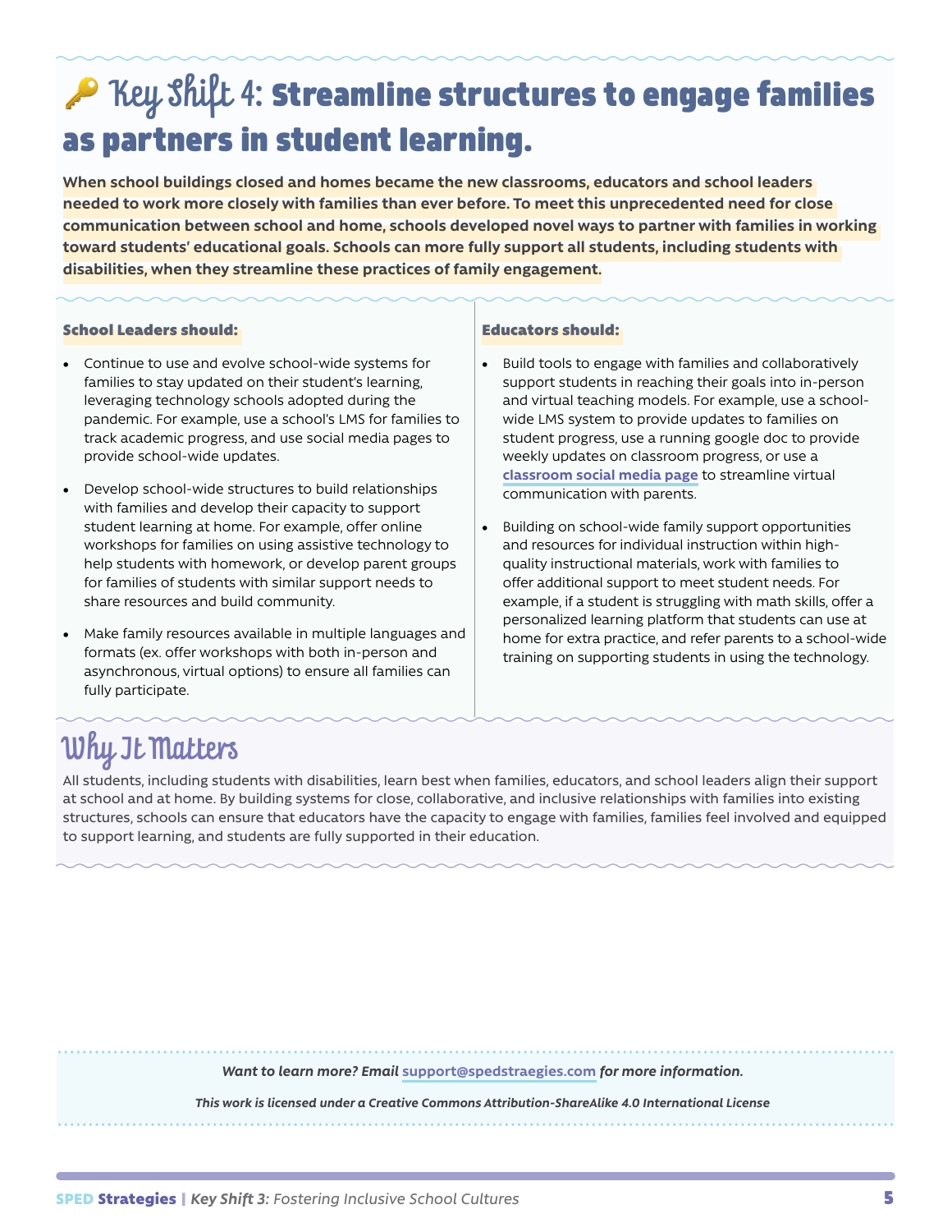# 🔑 Key Shift 4: Streamline structures to engage families as partners in student learning.

**When school buildings closed and homes became the new classrooms, educators and school leaders needed to work more closely with families than ever before. To meet this unprecedented need for close communication between school and home, schools developed novel ways to partner with families in working toward students' educational goals. Schools can more fully support all students, including students with disabilities, when they streamline these practices of family engagement.**

**School Leaders should:**

- Continue to use and evolve school-wide systems for families to stay updated on their student's learning, leveraging technology schools adopted during the pandemic. For example, use a school's LMS for families to track academic progress, and use social media pages to provide school-wide updates.
- Develop school-wide structures to build relationships with families and develop their capacity to support student learning at home. For example, offer online workshops for families on using assistive technology to help students with homework, or develop parent groups for families of students with similar support needs to share resources and build community.
- Make family resources available in multiple languages and formats (ex. offer workshops with both in-person and asynchronous, virtual options) to ensure all families can fully participate.

**Educators should:**

- Build tools to engage with families and collaboratively support students in reaching their goals into in-person and virtual teaching models. For example, use a school-wide LMS system to provide updates to families on student progress, use a running google doc to provide weekly updates on classroom progress, or use a **classroom social media page** to streamline virtual communication with parents.
- Building on school-wide family support opportunities and resources for individual instruction within high-quality instructional materials, work with families to offer additional support to meet student needs. For example, if a student is struggling with math skills, offer a personalized learning platform that students can use at home for extra practice, and refer parents to a school-wide training on supporting students in using the technology.

## Why It Matters

All students, including students with disabilities, learn best when families, educators, and school leaders align their support at school and at home. By building systems for close, collaborative, and inclusive relationships with families into existing structures, schools can ensure that educators have the capacity to engage with families, families feel involved and equipped to support learning, and students are fully supported in their education.

*Want to learn more? Email support@spedstraegies.com for more information.*

***This work is licensed under a Creative Commons Attribution-ShareAlike 4.0 International License***